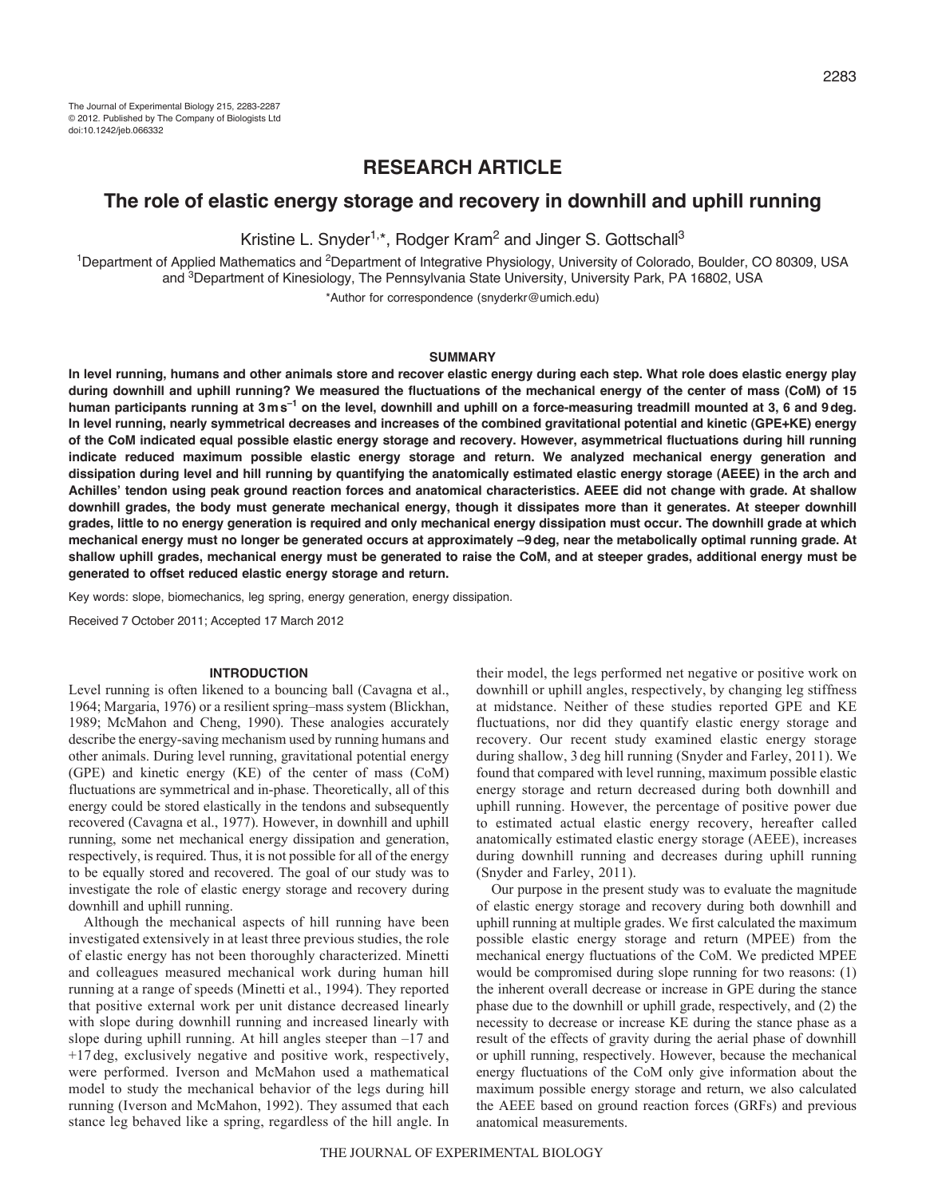The Journal of Experimental Biology 215, 2283-2287
© 2012. Published by The Company of Biologists Ltd
doi:10.1242/jeb.066332

**RESEARCH ARTICLE**

# The role of elastic energy storage and recovery in downhill and uphill running

Kristine L. Snyder[1,*], Rodger Kram[2] and Jinger S. Gottschall[3]

[1]Department of Applied Mathematics and [2]Department of Integrative Physiology, University of Colorado, Boulder, CO 80309, USA and [3]Department of Kinesiology, The Pennsylvania State University, University Park, PA 16802, USA

*Author for correspondence (snyderkr@umich.edu)

## SUMMARY

**In level running, humans and other animals store and recover elastic energy during each step. What role does elastic energy play during downhill and uphill running? We measured the fluctuations of the mechanical energy of the center of mass (CoM) of 15 human participants running at 3 m s$^{-1}$ on the level, downhill and uphill on a force-measuring treadmill mounted at 3, 6 and 9 deg. In level running, nearly symmetrical decreases and increases of the combined gravitational potential and kinetic (GPE+KE) energy of the CoM indicated equal possible elastic energy storage and recovery. However, asymmetrical fluctuations during hill running indicate reduced maximum possible elastic energy storage and return. We analyzed mechanical energy generation and dissipation during level and hill running by quantifying the anatomically estimated elastic energy storage (AEEE) in the arch and Achilles' tendon using peak ground reaction forces and anatomical characteristics. AEEE did not change with grade. At shallow downhill grades, the body must generate mechanical energy, though it dissipates more than it generates. At steeper downhill grades, little to no energy generation is required and only mechanical energy dissipation must occur. The downhill grade at which mechanical energy must no longer be generated occurs at approximately –9 deg, near the metabolically optimal running grade. At shallow uphill grades, mechanical energy must be generated to raise the CoM, and at steeper grades, additional energy must be generated to offset reduced elastic energy storage and return.**

Key words: slope, biomechanics, leg spring, energy generation, energy dissipation.

Received 7 October 2011; Accepted 17 March 2012

## INTRODUCTION

Level running is often likened to a bouncing ball (Cavagna et al., 1964; Margaria, 1976) or a resilient spring–mass system (Blickhan, 1989; McMahon and Cheng, 1990). These analogies accurately describe the energy-saving mechanism used by running humans and other animals. During level running, gravitational potential energy (GPE) and kinetic energy (KE) of the center of mass (CoM) fluctuations are symmetrical and in-phase. Theoretically, all of this energy could be stored elastically in the tendons and subsequently recovered (Cavagna et al., 1977). However, in downhill and uphill running, some net mechanical energy dissipation and generation, respectively, is required. Thus, it is not possible for all of the energy to be equally stored and recovered. The goal of our study was to investigate the role of elastic energy storage and recovery during downhill and uphill running.

Although the mechanical aspects of hill running have been investigated extensively in at least three previous studies, the role of elastic energy has not been thoroughly characterized. Minetti and colleagues measured mechanical work during human hill running at a range of speeds (Minetti et al., 1994). They reported that positive external work per unit distance decreased linearly with slope during downhill running and increased linearly with slope during uphill running. At hill angles steeper than –17 and +17 deg, exclusively negative and positive work, respectively, were performed. Iverson and McMahon used a mathematical model to study the mechanical behavior of the legs during hill running (Iverson and McMahon, 1992). They assumed that each stance leg behaved like a spring, regardless of the hill angle. In their model, the legs performed net negative or positive work on downhill or uphill angles, respectively, by changing leg stiffness at midstance. Neither of these studies reported GPE and KE fluctuations, nor did they quantify elastic energy storage and recovery. Our recent study examined elastic energy storage during shallow, 3 deg hill running (Snyder and Farley, 2011). We found that compared with level running, maximum possible elastic energy storage and return decreased during both downhill and uphill running. However, the percentage of positive power due to estimated actual elastic energy recovery, hereafter called anatomically estimated elastic energy storage (AEEE), increases during downhill running and decreases during uphill running (Snyder and Farley, 2011).

Our purpose in the present study was to evaluate the magnitude of elastic energy storage and recovery during both downhill and uphill running at multiple grades. We first calculated the maximum possible elastic energy storage and return (MPEE) from the mechanical energy fluctuations of the CoM. We predicted MPEE would be compromised during slope running for two reasons: (1) the inherent overall decrease or increase in GPE during the stance phase due to the downhill or uphill grade, respectively, and (2) the necessity to decrease or increase KE during the stance phase as a result of the effects of gravity during the aerial phase of downhill or uphill running, respectively. However, because the mechanical energy fluctuations of the CoM only give information about the maximum possible energy storage and return, we also calculated the AEEE based on ground reaction forces (GRFs) and previous anatomical measurements.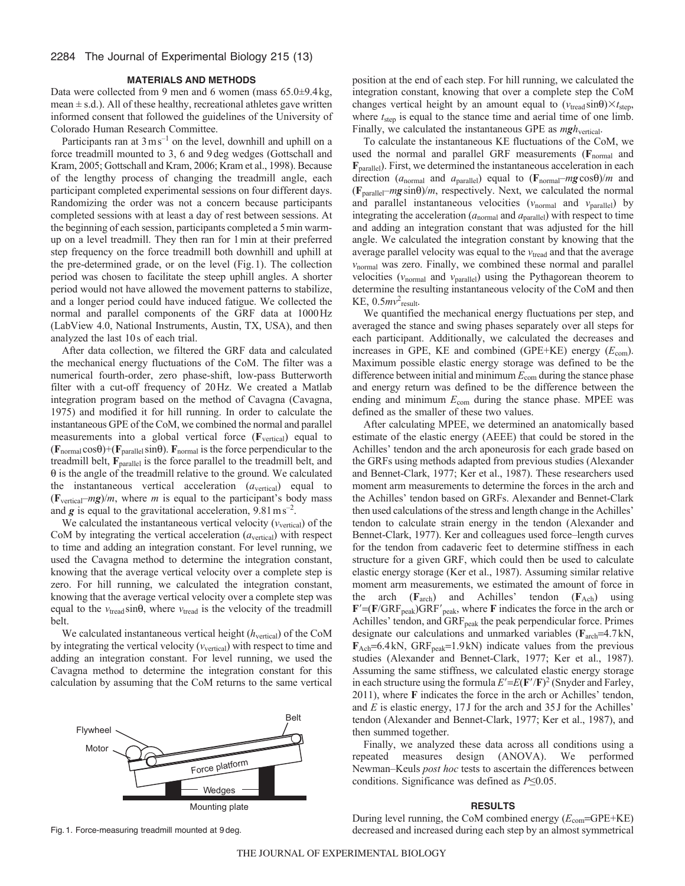## MATERIALS AND METHODS

Data were collected from 9 men and 6 women (mass 65.0±9.4 kg, mean ± s.d.). All of these healthy, recreational athletes gave written informed consent that followed the guidelines of the University of Colorado Human Research Committee.

Participants ran at $3\,\mathrm{m\,s^{-1}}$ on the level, downhill and uphill on a force treadmill mounted to 3, 6 and 9 deg wedges (Gottschall and Kram, 2005; Gottschall and Kram, 2006; Kram et al., 1998). Because of the lengthy process of changing the treadmill angle, each participant completed experimental sessions on four different days. Randomizing the order was not a concern because participants completed sessions with at least a day of rest between sessions. At the beginning of each session, participants completed a 5 min warm-up on a level treadmill. They then ran for 1 min at their preferred step frequency on the force treadmill both downhill and uphill at the pre-determined grade, or on the level (Fig. 1). The collection period was chosen to facilitate the steep uphill angles. A shorter period would not have allowed the movement patterns to stabilize, and a longer period could have induced fatigue. We collected the normal and parallel components of the GRF data at 1000 Hz (LabView 4.0, National Instruments, Austin, TX, USA), and then analyzed the last 10 s of each trial.

After data collection, we filtered the GRF data and calculated the mechanical energy fluctuations of the CoM. The filter was a numerical fourth-order, zero phase-shift, low-pass Butterworth filter with a cut-off frequency of 20 Hz. We created a Matlab integration program based on the method of Cavagna (Cavagna, 1975) and modified it for hill running. In order to calculate the instantaneous GPE of the CoM, we combined the normal and parallel measurements into a global vertical force ($\mathbf{F}_{\mathrm{vertical}}$) equal to $(\mathbf{F}_{\mathrm{normal}}\cos\theta)+(\mathbf{F}_{\mathrm{parallel}}\sin\theta)$. $\mathbf{F}_{\mathrm{normal}}$ is the force perpendicular to the treadmill belt, $\mathbf{F}_{\mathrm{parallel}}$ is the force parallel to the treadmill belt, and $\theta$ is the angle of the treadmill relative to the ground. We calculated the instantaneous vertical acceleration ($a_{\mathrm{vertical}}$) equal to $(\mathbf{F}_{\mathrm{vertical}}-m\boldsymbol{g})/m$, where $m$ is equal to the participant's body mass and $\boldsymbol{g}$ is equal to the gravitational acceleration, $9.81\,\mathrm{m\,s^{-2}}$.

We calculated the instantaneous vertical velocity ($v_{\mathrm{vertical}}$) of the CoM by integrating the vertical acceleration ($a_{\mathrm{vertical}}$) with respect to time and adding an integration constant. For level running, we used the Cavagna method to determine the integration constant, knowing that the average vertical velocity over a complete step is zero. For hill running, we calculated the integration constant, knowing that the average vertical velocity over a complete step was equal to the $v_{\mathrm{tread}}\sin\theta$, where $v_{\mathrm{tread}}$ is the velocity of the treadmill belt.

We calculated instantaneous vertical height ($h_{\mathrm{vertical}}$) of the CoM by integrating the vertical velocity ($v_{\mathrm{vertical}}$) with respect to time and adding an integration constant. For level running, we used the Cavagna method to determine the integration constant for this calculation by assuming that the CoM returns to the same vertical position at the end of each step. For hill running, we calculated the integration constant, knowing that over a complete step the CoM changes vertical height by an amount equal to $(v_{\mathrm{tread}}\sin\theta)\times t_{\mathrm{step}}$, where $t_{\mathrm{step}}$ is equal to the stance time and aerial time of one limb. Finally, we calculated the instantaneous GPE as $m\boldsymbol{g}h_{\mathrm{vertical}}$.

To calculate the instantaneous KE fluctuations of the CoM, we used the normal and parallel GRF measurements ($\mathbf{F}_{\mathrm{normal}}$ and $\mathbf{F}_{\mathrm{parallel}}$). First, we determined the instantaneous acceleration in each direction ($a_{\mathrm{normal}}$ and $a_{\mathrm{parallel}}$) equal to $(\mathbf{F}_{\mathrm{normal}}-m\boldsymbol{g}\cos\theta)/m$ and $(\mathbf{F}_{\mathrm{parallel}}-m\boldsymbol{g}\sin\theta)/m$, respectively. Next, we calculated the normal and parallel instantaneous velocities ($v_{\mathrm{normal}}$ and $v_{\mathrm{parallel}}$) by integrating the acceleration ($a_{\mathrm{normal}}$ and $a_{\mathrm{parallel}}$) with respect to time and adding an integration constant that was adjusted for the hill angle. We calculated the integration constant by knowing that the average parallel velocity was equal to the $v_{\mathrm{tread}}$ and that the average $v_{\mathrm{normal}}$ was zero. Finally, we combined these normal and parallel velocities ($v_{\mathrm{normal}}$ and $v_{\mathrm{parallel}}$) using the Pythagorean theorem to determine the resulting instantaneous velocity of the CoM and then KE, $0.5mv^2_{\mathrm{result}}$.

We quantified the mechanical energy fluctuations per step, and averaged the stance and swing phases separately over all steps for each participant. Additionally, we calculated the decreases and increases in GPE, KE and combined (GPE+KE) energy ($E_{\mathrm{com}}$). Maximum possible elastic energy storage was defined to be the difference between initial and minimum $E_{\mathrm{com}}$ during the stance phase and energy return was defined to be the difference between the ending and minimum $E_{\mathrm{com}}$ during the stance phase. MPEE was defined as the smaller of these two values.

After calculating MPEE, we determined an anatomically based estimate of the elastic energy (AEEE) that could be stored in the Achilles' tendon and the arch aponeurosis for each grade based on the GRFs using methods adapted from previous studies (Alexander and Bennet-Clark, 1977; Ker et al., 1987). These researchers used moment arm measurements to determine the forces in the arch and the Achilles' tendon based on GRFs. Alexander and Bennet-Clark then used calculations of the stress and length change in the Achilles' tendon to calculate strain energy in the tendon (Alexander and Bennet-Clark, 1977). Ker and colleagues used force–length curves for the tendon from cadaveric feet to determine stiffness in each structure for a given GRF, which could then be used to calculate elastic energy storage (Ker et al., 1987). Assuming similar relative moment arm measurements, we estimated the amount of force in the arch ($\mathbf{F}_{\mathrm{arch}}$) and Achilles' tendon ($\mathbf{F}_{\mathrm{Ach}}$) using $\mathbf{F}'=(\mathbf{F}/\mathrm{GRF}_{\mathrm{peak}})\mathrm{GRF}'_{\mathrm{peak}}$, where $\mathbf{F}$ indicates the force in the arch or Achilles' tendon, and $\mathrm{GRF}_{\mathrm{peak}}$ the peak perpendicular force. Primes designate our calculations and unmarked variables ($\mathbf{F}_{\mathrm{arch}}$=4.7 kN, $\mathbf{F}_{\mathrm{Ach}}$=6.4 kN, $\mathrm{GRF}_{\mathrm{peak}}$=1.9 kN) indicate values from the previous studies (Alexander and Bennet-Clark, 1977; Ker et al., 1987). Assuming the same stiffness, we calculated elastic energy storage in each structure using the formula $E'=E(\mathbf{F}'/\mathbf{F})^2$ (Snyder and Farley, 2011), where $\mathbf{F}$ indicates the force in the arch or Achilles' tendon, and $E$ is elastic energy, 17 J for the arch and 35 J for the Achilles' tendon (Alexander and Bennet-Clark, 1977; Ker et al., 1987), and then summed together.

Finally, we analyzed these data across all conditions using a repeated measures design (ANOVA). We performed Newman–Keuls *post hoc* tests to ascertain the differences between conditions. Significance was defined as $P\leq 0.05$.

Flywheel, Motor, Belt, Force platform, Wedges, Mounting plate

Fig. 1. Force-measuring treadmill mounted at 9 deg.

## RESULTS

During level running, the CoM combined energy ($E_{\mathrm{com}}$=GPE+KE) decreased and increased during each step by an almost symmetrical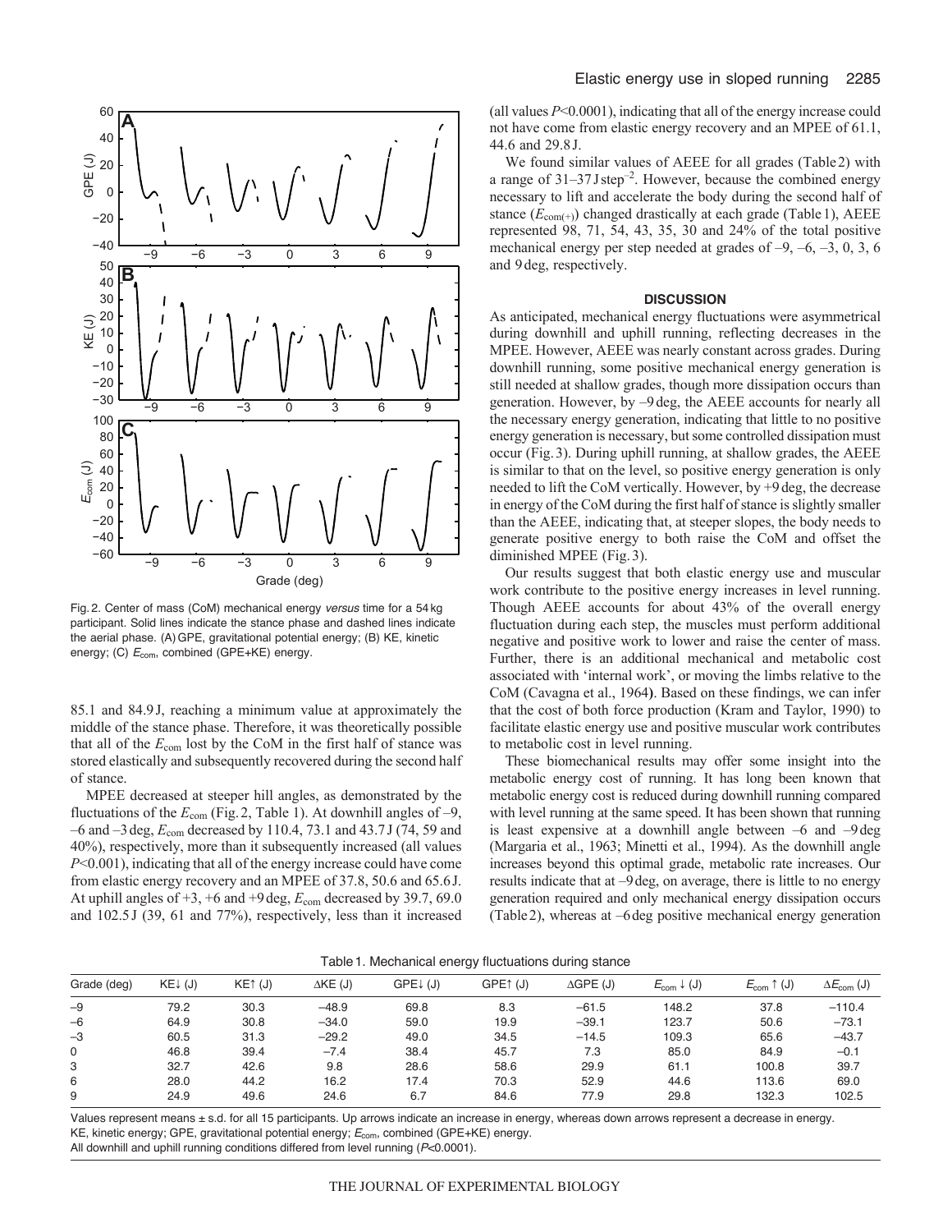Fig. 2. Center of mass (CoM) mechanical energy *versus* time for a 54 kg participant. Solid lines indicate the stance phase and dashed lines indicate the aerial phase. (A) GPE, gravitational potential energy; (B) KE, kinetic energy; (C) $E_{com}$, combined (GPE+KE) energy.

85.1 and 84.9 J, reaching a minimum value at approximately the middle of the stance phase. Therefore, it was theoretically possible that all of the $E_{com}$ lost by the CoM in the first half of stance was stored elastically and subsequently recovered during the second half of stance.

MPEE decreased at steeper hill angles, as demonstrated by the fluctuations of the $E_{com}$ (Fig. 2, Table 1). At downhill angles of –9, –6 and –3 deg, $E_{com}$ decreased by 110.4, 73.1 and 43.7 J (74, 59 and 40%), respectively, more than it subsequently increased (all values $P<0.001$), indicating that all of the energy increase could have come from elastic energy recovery and an MPEE of 37.8, 50.6 and 65.6 J. At uphill angles of +3, +6 and +9 deg, $E_{com}$ decreased by 39.7, 69.0 and 102.5 J (39, 61 and 77%), respectively, less than it increased (all values $P<0.0001$), indicating that all of the energy increase could not have come from elastic energy recovery and an MPEE of 61.1, 44.6 and 29.8 J.

We found similar values of AEEE for all grades (Table 2) with a range of 31–37 J step$^{-2}$. However, because the combined energy necessary to lift and accelerate the body during the second half of stance ($E_{com(+)}$) changed drastically at each grade (Table 1), AEEE represented 98, 71, 54, 43, 35, 30 and 24% of the total positive mechanical energy per step needed at grades of –9, –6, –3, 0, 3, 6 and 9 deg, respectively.

## DISCUSSION

As anticipated, mechanical energy fluctuations were asymmetrical during downhill and uphill running, reflecting decreases in the MPEE. However, AEEE was nearly constant across grades. During downhill running, some positive mechanical energy generation is still needed at shallow grades, though more dissipation occurs than generation. However, by –9 deg, the AEEE accounts for nearly all the necessary energy generation, indicating that little to no positive energy generation is necessary, but some controlled dissipation must occur (Fig. 3). During uphill running, at shallow grades, the AEEE is similar to that on the level, so positive energy generation is only needed to lift the CoM vertically. However, by +9 deg, the decrease in energy of the CoM during the first half of stance is slightly smaller than the AEEE, indicating that, at steeper slopes, the body needs to generate positive energy to both raise the CoM and offset the diminished MPEE (Fig. 3).

Our results suggest that both elastic energy use and muscular work contribute to the positive energy increases in level running. Though AEEE accounts for about 43% of the overall energy fluctuation during each step, the muscles must perform additional negative and positive work to lower and raise the center of mass. Further, there is an additional mechanical and metabolic cost associated with 'internal work', or moving the limbs relative to the CoM (Cavagna et al., 1964). Based on these findings, we can infer that the cost of both force production (Kram and Taylor, 1990) to facilitate elastic energy use and positive muscular work contributes to metabolic cost in level running.

These biomechanical results may offer some insight into the metabolic energy cost of running. It has long been known that metabolic energy cost is reduced during downhill running compared with level running at the same speed. It has been shown that running is least expensive at a downhill angle between –6 and –9 deg (Margaria et al., 1963; Minetti et al., 1994). As the downhill angle increases beyond this optimal grade, metabolic rate increases. Our results indicate that at –9 deg, on average, there is little to no energy generation required and only mechanical energy dissipation occurs (Table 2), whereas at –6 deg positive mechanical energy generation

Table 1. Mechanical energy fluctuations during stance

| Grade (deg) | KE↓ (J) | KE↑ (J) | ΔKE (J) | GPE↓ (J) | GPE↑ (J) | ΔGPE (J) | $E_{com}$ ↓ (J) | $E_{com}$ ↑ (J) | Δ$E_{com}$ (J) |
|---|---|---|---|---|---|---|---|---|---|
| –9 | 79.2 | 30.3 | –48.9 | 69.8 | 8.3 | –61.5 | 148.2 | 37.8 | –110.4 |
| –6 | 64.9 | 30.8 | –34.0 | 59.0 | 19.9 | –39.1 | 123.7 | 50.6 | –73.1 |
| –3 | 60.5 | 31.3 | –29.2 | 49.0 | 34.5 | –14.5 | 109.3 | 65.6 | –43.7 |
| 0 | 46.8 | 39.4 | –7.4 | 38.4 | 45.7 | 7.3 | 85.0 | 84.9 | –0.1 |
| 3 | 32.7 | 42.6 | 9.8 | 28.6 | 58.6 | 29.9 | 61.1 | 100.8 | 39.7 |
| 6 | 28.0 | 44.2 | 16.2 | 17.4 | 70.3 | 52.9 | 44.6 | 113.6 | 69.0 |
| 9 | 24.9 | 49.6 | 24.6 | 6.7 | 84.6 | 77.9 | 29.8 | 132.3 | 102.5 |

Values represent means ± s.d. for all 15 participants. Up arrows indicate an increase in energy, whereas down arrows represent a decrease in energy.
KE, kinetic energy; GPE, gravitational potential energy; $E_{com}$, combined (GPE+KE) energy.
All downhill and uphill running conditions differed from level running ($P<0.0001$).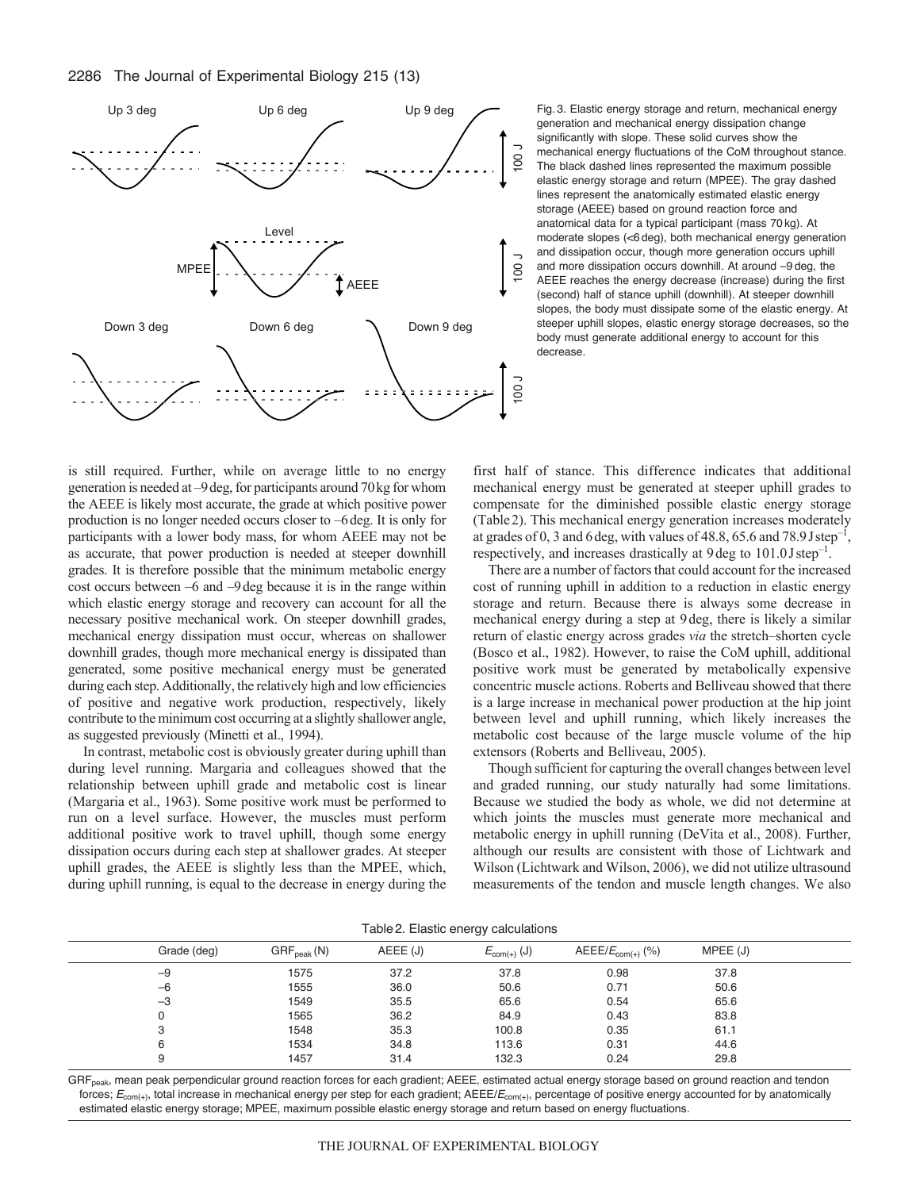Fig. 3. Elastic energy storage and return, mechanical energy generation and mechanical energy dissipation change significantly with slope. These solid curves show the mechanical energy fluctuations of the CoM throughout stance. The black dashed lines represented the maximum possible elastic energy storage and return (MPEE). The gray dashed lines represent the anatomically estimated elastic energy storage (AEEE) based on ground reaction force and anatomical data for a typical participant (mass 70 kg). At moderate slopes (<6 deg), both mechanical energy generation and dissipation occur, though more generation occurs uphill and more dissipation occurs downhill. At around –9 deg, the AEEE reaches the energy decrease (increase) during the first (second) half of stance uphill (downhill). At steeper downhill slopes, the body must dissipate some of the elastic energy. At steeper uphill slopes, elastic energy storage decreases, so the body must generate additional energy to account for this decrease.

is still required. Further, while on average little to no energy generation is needed at –9 deg, for participants around 70 kg for whom the AEEE is likely most accurate, the grade at which positive power production is no longer needed occurs closer to –6 deg. It is only for participants with a lower body mass, for whom AEEE may not be as accurate, that power production is needed at steeper downhill grades. It is therefore possible that the minimum metabolic energy cost occurs between –6 and –9 deg because it is in the range within which elastic energy storage and recovery can account for all the necessary positive mechanical work. On steeper downhill grades, mechanical energy dissipation must occur, whereas on shallower downhill grades, though more mechanical energy is dissipated than generated, some positive mechanical energy must be generated during each step. Additionally, the relatively high and low efficiencies of positive and negative work production, respectively, likely contribute to the minimum cost occurring at a slightly shallower angle, as suggested previously (Minetti et al., 1994).

In contrast, metabolic cost is obviously greater during uphill than during level running. Margaria and colleagues showed that the relationship between uphill grade and metabolic cost is linear (Margaria et al., 1963). Some positive work must be performed to run on a level surface. However, the muscles must perform additional positive work to travel uphill, though some energy dissipation occurs during each step at shallower grades. At steeper uphill grades, the AEEE is slightly less than the MPEE, which, during uphill running, is equal to the decrease in energy during the first half of stance. This difference indicates that additional mechanical energy must be generated at steeper uphill grades to compensate for the diminished possible elastic energy storage (Table 2). This mechanical energy generation increases moderately at grades of 0, 3 and 6 deg, with values of 48.8, 65.6 and 78.9 J step$^{-1}$, respectively, and increases drastically at 9 deg to 101.0 J step$^{-1}$.

There are a number of factors that could account for the increased cost of running uphill in addition to a reduction in elastic energy storage and return. Because there is always some decrease in mechanical energy during a step at 9 deg, there is likely a similar return of elastic energy across grades *via* the stretch–shorten cycle (Bosco et al., 1982). However, to raise the CoM uphill, additional positive work must be generated by metabolically expensive concentric muscle actions. Roberts and Belliveau showed that there is a large increase in mechanical power production at the hip joint between level and uphill running, which likely increases the metabolic cost because of the large muscle volume of the hip extensors (Roberts and Belliveau, 2005).

Though sufficient for capturing the overall changes between level and graded running, our study naturally had some limitations. Because we studied the body as whole, we did not determine at which joints the muscles must generate more mechanical and metabolic energy in uphill running (DeVita et al., 2008). Further, although our results are consistent with those of Lichtwark and Wilson (Lichtwark and Wilson, 2006), we did not utilize ultrasound measurements of the tendon and muscle length changes. We also

Table 2. Elastic energy calculations

| Grade (deg) | $GRF_{peak}$ (N) | AEEE (J) | $E_{com(+)}$ (J) | AEEE/$E_{com(+)}$ (%) | MPEE (J) |
|---|---|---|---|---|---|
| –9 | 1575 | 37.2 | 37.8 | 0.98 | 37.8 |
| –6 | 1555 | 36.0 | 50.6 | 0.71 | 50.6 |
| –3 | 1549 | 35.5 | 65.6 | 0.54 | 65.6 |
| 0 | 1565 | 36.2 | 84.9 | 0.43 | 83.8 |
| 3 | 1548 | 35.3 | 100.8 | 0.35 | 61.1 |
| 6 | 1534 | 34.8 | 113.6 | 0.31 | 44.6 |
| 9 | 1457 | 31.4 | 132.3 | 0.24 | 29.8 |

$GRF_{peak}$, mean peak perpendicular ground reaction forces for each gradient; AEEE, estimated actual energy storage based on ground reaction and tendon forces; $E_{com(+)}$, total increase in mechanical energy per step for each gradient; AEEE/$E_{com(+)}$, percentage of positive energy accounted for by anatomically estimated elastic energy storage; MPEE, maximum possible elastic energy storage and return based on energy fluctuations.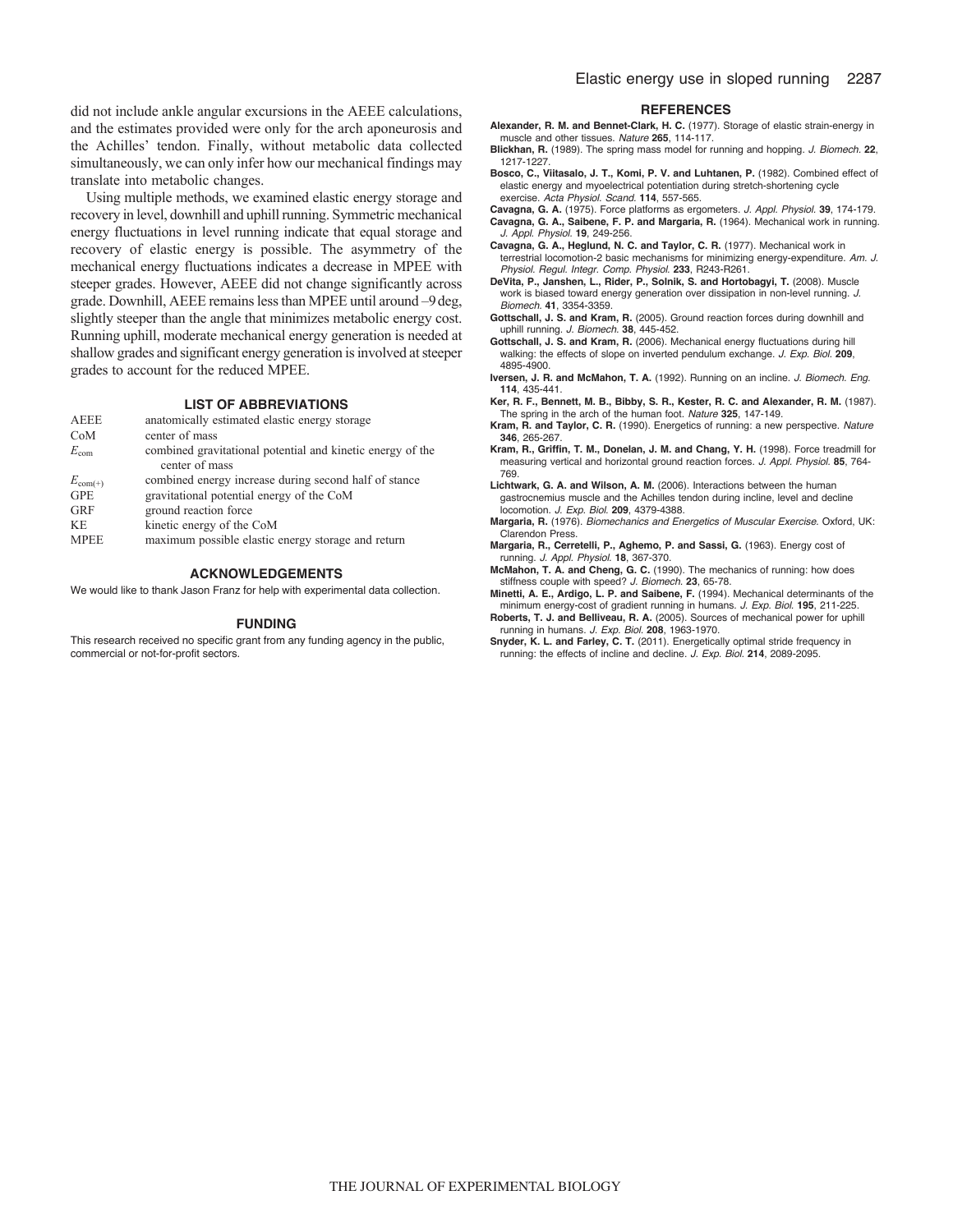did not include ankle angular excursions in the AEEE calculations, and the estimates provided were only for the arch aponeurosis and the Achilles' tendon. Finally, without metabolic data collected simultaneously, we can only infer how our mechanical findings may translate into metabolic changes.

Using multiple methods, we examined elastic energy storage and recovery in level, downhill and uphill running. Symmetric mechanical energy fluctuations in level running indicate that equal storage and recovery of elastic energy is possible. The asymmetry of the mechanical energy fluctuations indicates a decrease in MPEE with steeper grades. However, AEEE did not change significantly across grade. Downhill, AEEE remains less than MPEE until around –9 deg, slightly steeper than the angle that minimizes metabolic energy cost. Running uphill, moderate mechanical energy generation is needed at shallow grades and significant energy generation is involved at steeper grades to account for the reduced MPEE.

## LIST OF ABBREVIATIONS

| | |
|---|---|
| AEEE | anatomically estimated elastic energy storage |
| CoM | center of mass |
| $E_{com}$ | combined gravitational potential and kinetic energy of the center of mass |
| $E_{com(+)}$ | combined energy increase during second half of stance |
| GPE | gravitational potential energy of the CoM |
| GRF | ground reaction force |
| KE | kinetic energy of the CoM |
| MPEE | maximum possible elastic energy storage and return |

## ACKNOWLEDGEMENTS

We would like to thank Jason Franz for help with experimental data collection.

## FUNDING

This research received no specific grant from any funding agency in the public, commercial or not-for-profit sectors.

## REFERENCES

**Alexander, R. M. and Bennet-Clark, H. C.** (1977). Storage of elastic strain-energy in muscle and other tissues. *Nature* **265**, 114-117.

**Blickhan, R.** (1989). The spring mass model for running and hopping. *J. Biomech.* **22**, 1217-1227.

**Bosco, C., Viitasalo, J. T., Komi, P. V. and Luhtanen, P.** (1982). Combined effect of elastic energy and myoelectrical potentiation during stretch-shortening cycle exercise. *Acta Physiol. Scand.* **114**, 557-565.

**Cavagna, G. A.** (1975). Force platforms as ergometers. *J. Appl. Physiol.* **39**, 174-179.

**Cavagna, G. A., Saibene, F. P. and Margaria, R.** (1964). Mechanical work in running. *J. Appl. Physiol.* **19**, 249-256.

**Cavagna, G. A., Heglund, N. C. and Taylor, C. R.** (1977). Mechanical work in terrestrial locomotion-2 basic mechanisms for minimizing energy-expenditure. *Am. J. Physiol. Regul. Integr. Comp. Physiol.* **233**, R243-R261.

**DeVita, P., Janshen, L., Rider, P., Solnik, S. and Hortobagyi, T.** (2008). Muscle work is biased toward energy generation over dissipation in non-level running. *J. Biomech.* **41**, 3354-3359.

**Gottschall, J. S. and Kram, R.** (2005). Ground reaction forces during downhill and uphill running. *J. Biomech.* **38**, 445-452.

**Gottschall, J. S. and Kram, R.** (2006). Mechanical energy fluctuations during hill walking: the effects of slope on inverted pendulum exchange. *J. Exp. Biol.* **209**, 4895-4900.

**Iversen, J. R. and McMahon, T. A.** (1992). Running on an incline. *J. Biomech. Eng.* **114**, 435-441.

**Ker, R. F., Bennett, M. B., Bibby, S. R., Kester, R. C. and Alexander, R. M.** (1987). The spring in the arch of the human foot. *Nature* **325**, 147-149.

**Kram, R. and Taylor, C. R.** (1990). Energetics of running: a new perspective. *Nature* **346**, 265-267.

**Kram, R., Griffin, T. M., Donelan, J. M. and Chang, Y. H.** (1998). Force treadmill for measuring vertical and horizontal ground reaction forces. *J. Appl. Physiol.* **85**, 764-769.

**Lichtwark, G. A. and Wilson, A. M.** (2006). Interactions between the human gastrocnemius muscle and the Achilles tendon during incline, level and decline locomotion. *J. Exp. Biol.* **209**, 4379-4388.

**Margaria, R.** (1976). *Biomechanics and Energetics of Muscular Exercise.* Oxford, UK: Clarendon Press.

**Margaria, R., Cerretelli, P., Aghemo, P. and Sassi, G.** (1963). Energy cost of running. *J. Appl. Physiol.* **18**, 367-370.

**McMahon, T. A. and Cheng, G. C.** (1990). The mechanics of running: how does stiffness couple with speed? *J. Biomech.* **23**, 65-78.

**Minetti, A. E., Ardigo, L. P. and Saibene, F.** (1994). Mechanical determinants of the minimum energy-cost of gradient running in humans. *J. Exp. Biol.* **195**, 211-225.

**Roberts, T. J. and Belliveau, R. A.** (2005). Sources of mechanical power for uphill running in humans. *J. Exp. Biol.* **208**, 1963-1970.

**Snyder, K. L. and Farley, C. T.** (2011). Energetically optimal stride frequency in running: the effects of incline and decline. *J. Exp. Biol.* **214**, 2089-2095.